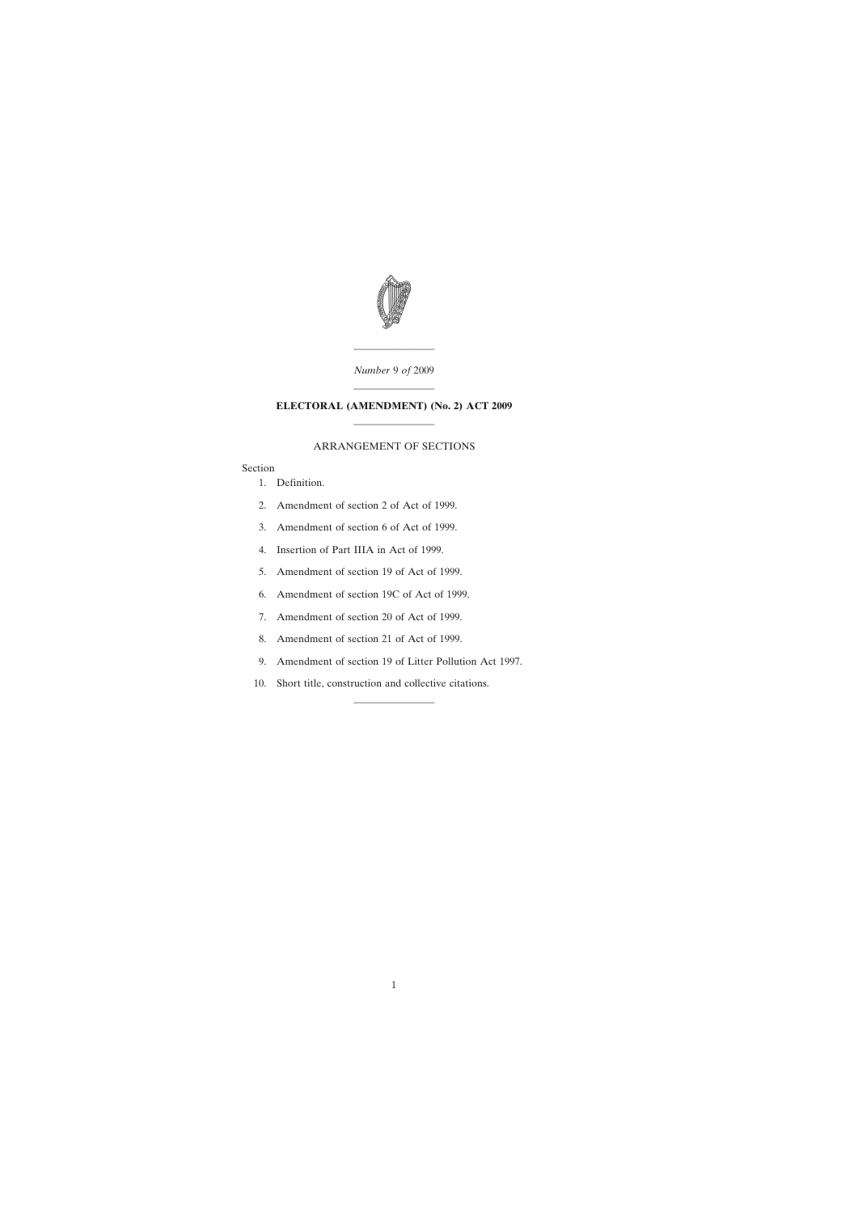*Number* 9 *of* 2009

---

# ELECTORAL (AMENDMENT) (No. 2) ACT 2009

---

ARRANGEMENT OF SECTIONS

Section

1. Definition.
2. Amendment of section 2 of Act of 1999.
3. Amendment of section 6 of Act of 1999.
4. Insertion of Part IIIA in Act of 1999.
5. Amendment of section 19 of Act of 1999.
6. Amendment of section 19C of Act of 1999.
7. Amendment of section 20 of Act of 1999.
8. Amendment of section 21 of Act of 1999.
9. Amendment of section 19 of Litter Pollution Act 1997.
10. Short title, construction and collective citations.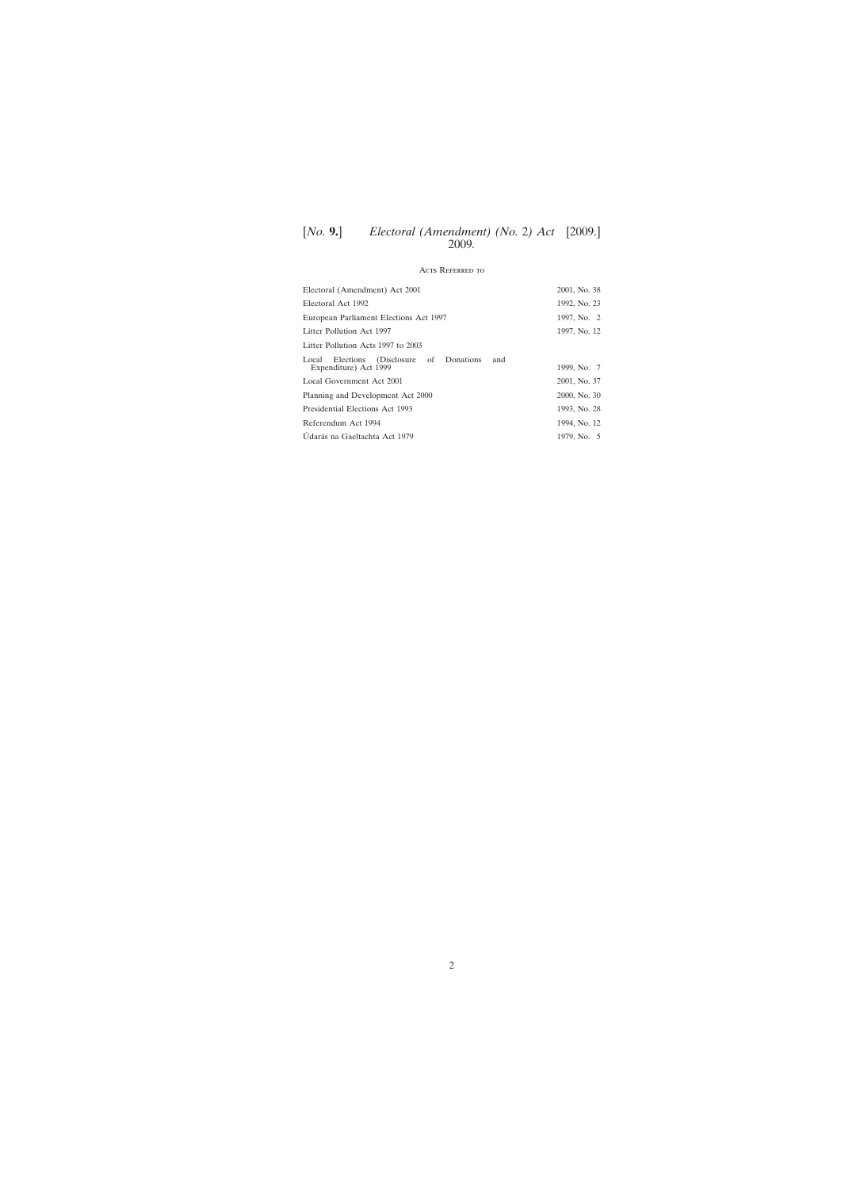## Acts Referred to

| | |
|---|---|
| Electoral (Amendment) Act 2001 | 2001, No. 38 |
| Electoral Act 1992 | 1992, No. 23 |
| European Parliament Elections Act 1997 | 1997, No. 2 |
| Litter Pollution Act 1997 | 1997, No. 12 |
| Litter Pollution Acts 1997 to 2003 | |
| Local Elections (Disclosure of Donations and Expenditure) Act 1999 | 1999, No. 7 |
| Local Government Act 2001 | 2001, No. 37 |
| Planning and Development Act 2000 | 2000, No. 30 |
| Presidential Elections Act 1993 | 1993, No. 28 |
| Referendum Act 1994 | 1994, No. 12 |
| Údarás na Gaeltachta Act 1979 | 1979, No. 5 |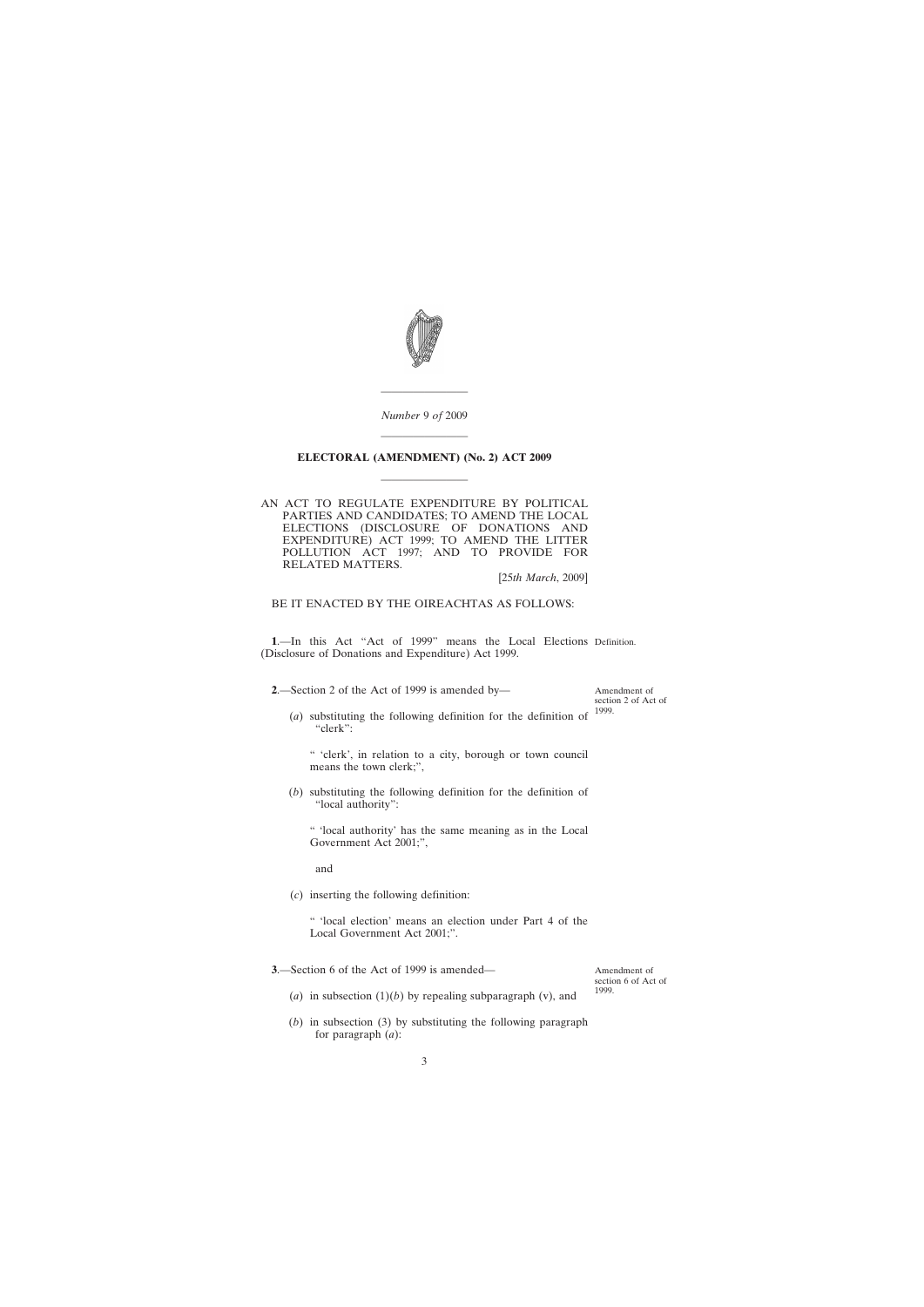*Number* 9 *of* 2009

---

**ELECTORAL (AMENDMENT) (No. 2) ACT 2009**

---

AN ACT TO REGULATE EXPENDITURE BY POLITICAL PARTIES AND CANDIDATES; TO AMEND THE LOCAL ELECTIONS (DISCLOSURE OF DONATIONS AND EXPENDITURE) ACT 1999; TO AMEND THE LITTER POLLUTION ACT 1997; AND TO PROVIDE FOR RELATED MATTERS.

[25*th March*, 2009]

BE IT ENACTED BY THE OIREACHTAS AS FOLLOWS:

Definition.

**1**.—In this Act "Act of 1999" means the Local Elections (Disclosure of Donations and Expenditure) Act 1999.

Amendment of section 2 of Act of 1999.

**2**.—Section 2 of the Act of 1999 is amended by—

(*a*) substituting the following definition for the definition of "clerk":

" 'clerk', in relation to a city, borough or town council means the town clerk;",

(*b*) substituting the following definition for the definition of "local authority":

" 'local authority' has the same meaning as in the Local Government Act 2001;",

and

(*c*) inserting the following definition:

" 'local election' means an election under Part 4 of the Local Government Act 2001;".

Amendment of section 6 of Act of 1999.

**3**.—Section 6 of the Act of 1999 is amended—

(*a*) in subsection (1)(*b*) by repealing subparagraph (v), and

(*b*) in subsection (3) by substituting the following paragraph for paragraph (*a*):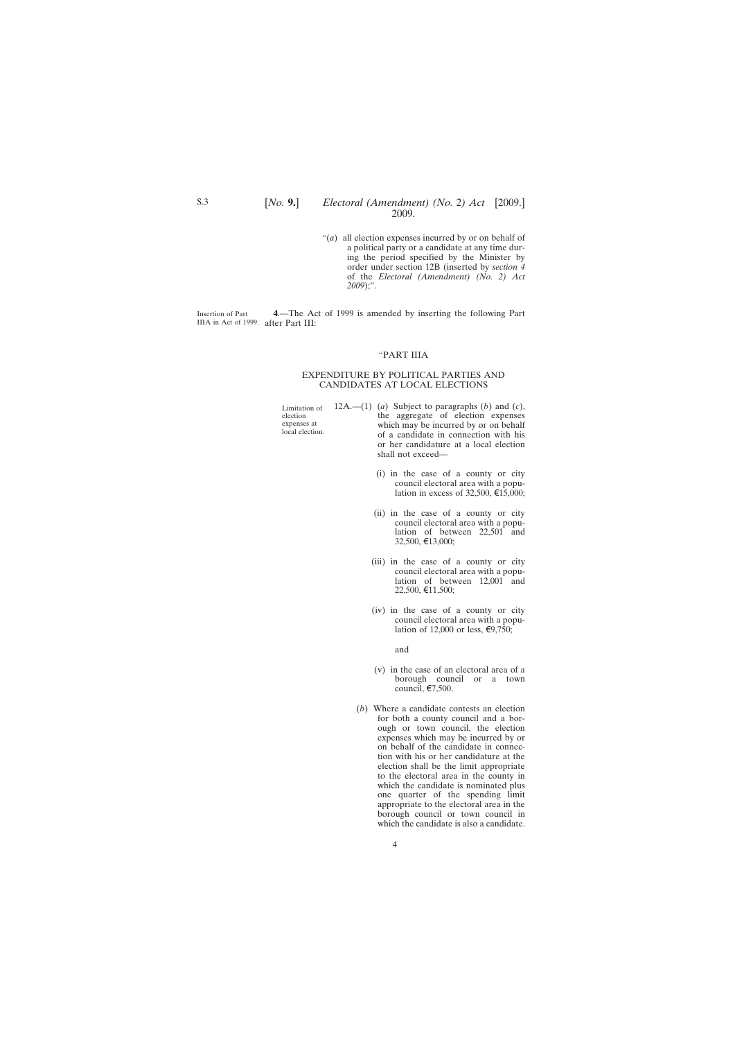"(*a*) all election expenses incurred by or on behalf of a political party or a candidate at any time during the period specified by the Minister by order under section 12B (inserted by *section 4* of the *Electoral (Amendment) (No. 2) Act 2009*);".

Insertion of Part IIIA in Act of 1999.

**4**.—The Act of 1999 is amended by inserting the following Part after Part III:

"PART IIIA

EXPENDITURE BY POLITICAL PARTIES AND CANDIDATES AT LOCAL ELECTIONS

Limitation of election expenses at local election.

12A.—(1) (*a*) Subject to paragraphs (*b*) and (*c*), the aggregate of election expenses which may be incurred by or on behalf of a candidate in connection with his or her candidature at a local election shall not exceed—

(i) in the case of a county or city council electoral area with a population in excess of 32,500, €15,000;

(ii) in the case of a county or city council electoral area with a population of between 22,501 and 32,500, €13,000;

(iii) in the case of a county or city council electoral area with a population of between 12,001 and 22,500, €11,500;

(iv) in the case of a county or city council electoral area with a population of 12,000 or less, €9,750;

and

(v) in the case of an electoral area of a borough council or a town council, €7,500.

(*b*) Where a candidate contests an election for both a county council and a borough or town council, the election expenses which may be incurred by or on behalf of the candidate in connection with his or her candidature at the election shall be the limit appropriate to the electoral area in the county in which the candidate is nominated plus one quarter of the spending limit appropriate to the electoral area in the borough council or town council in which the candidate is also a candidate.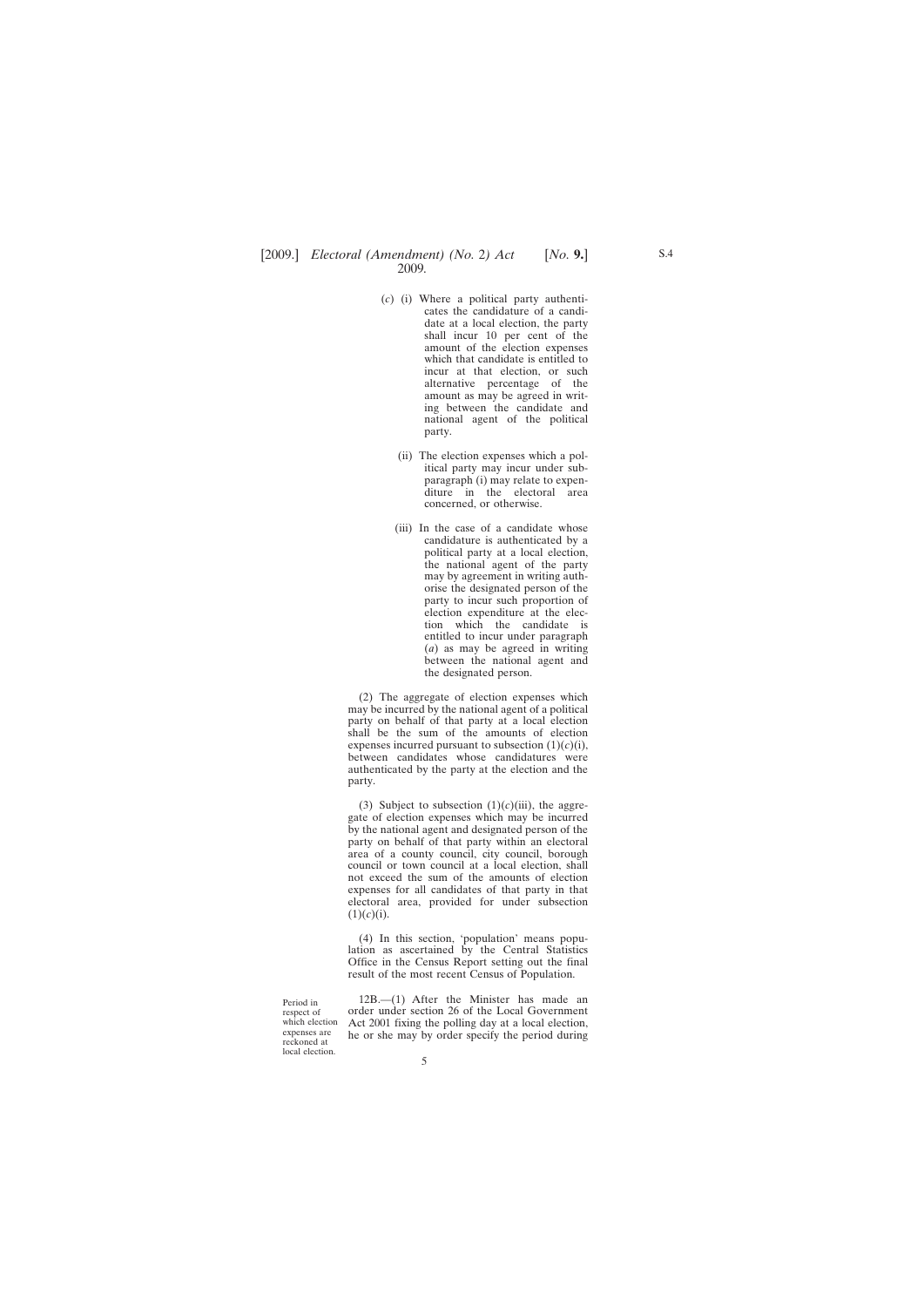(*c*) (i) Where a political party authenticates the candidature of a candidate at a local election, the party shall incur 10 per cent of the amount of the election expenses which that candidate is entitled to incur at that election, or such alternative percentage of the amount as may be agreed in writing between the candidate and national agent of the political party.

(ii) The election expenses which a political party may incur under subparagraph (i) may relate to expenditure in the electoral area concerned, or otherwise.

(iii) In the case of a candidate whose candidature is authenticated by a political party at a local election, the national agent of the party may by agreement in writing authorise the designated person of the party to incur such proportion of election expenditure at the election which the candidate is entitled to incur under paragraph (*a*) as may be agreed in writing between the national agent and the designated person.

(2) The aggregate of election expenses which may be incurred by the national agent of a political party on behalf of that party at a local election shall be the sum of the amounts of election expenses incurred pursuant to subsection (1)(*c*)(i), between candidates whose candidatures were authenticated by the party at the election and the party.

(3) Subject to subsection (1)(*c*)(iii), the aggregate of election expenses which may be incurred by the national agent and designated person of the party on behalf of that party within an electoral area of a county council, city council, borough council or town council at a local election, shall not exceed the sum of the amounts of election expenses for all candidates of that party in that electoral area, provided for under subsection (1)(*c*)(i).

(4) In this section, 'population' means population as ascertained by the Central Statistics Office in the Census Report setting out the final result of the most recent Census of Population.

Period in respect of which election expenses are reckoned at local election.

12B.—(1) After the Minister has made an order under section 26 of the Local Government Act 2001 fixing the polling day at a local election, he or she may by order specify the period during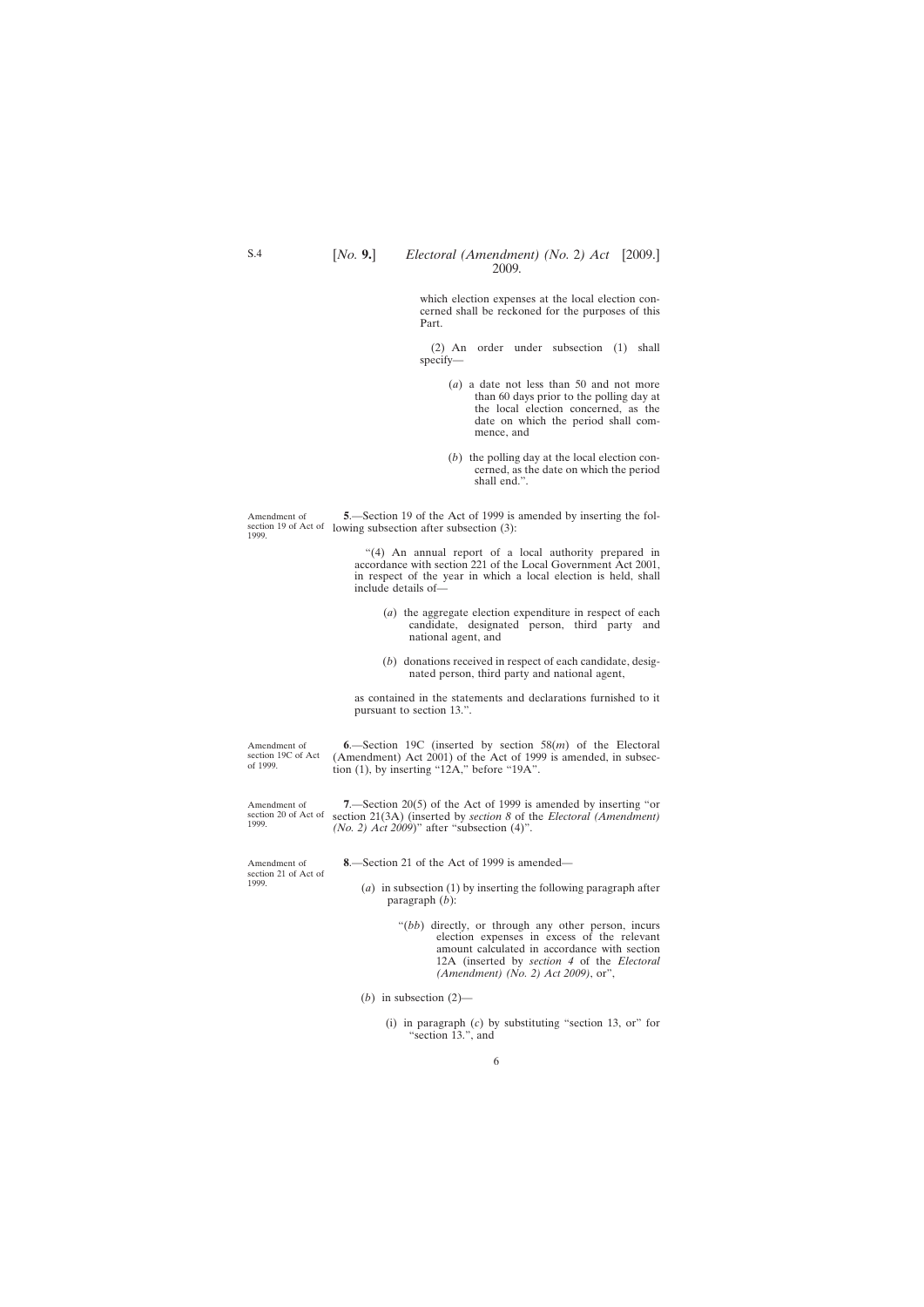which election expenses at the local election concerned shall be reckoned for the purposes of this Part.

(2) An order under subsection (1) shall specify—

(*a*) a date not less than 50 and not more than 60 days prior to the polling day at the local election concerned, as the date on which the period shall commence, and

(*b*) the polling day at the local election concerned, as the date on which the period shall end.".

Amendment of section 19 of Act of 1999.

**5**.—Section 19 of the Act of 1999 is amended by inserting the following subsection after subsection (3):

"(4) An annual report of a local authority prepared in accordance with section 221 of the Local Government Act 2001, in respect of the year in which a local election is held, shall include details of—

(*a*) the aggregate election expenditure in respect of each candidate, designated person, third party and national agent, and

(*b*) donations received in respect of each candidate, designated person, third party and national agent,

as contained in the statements and declarations furnished to it pursuant to section 13.".

Amendment of section 19C of Act of 1999.

**6**.—Section 19C (inserted by section 58(*m*) of the Electoral (Amendment) Act 2001) of the Act of 1999 is amended, in subsection (1), by inserting "12A," before "19A".

Amendment of section 20 of Act of 1999.

**7**.—Section 20(5) of the Act of 1999 is amended by inserting "or section 21(3A) (inserted by *section 8* of the *Electoral (Amendment) (No. 2) Act 2009*)" after "subsection (4)".

Amendment of section 21 of Act of 1999.

**8**.—Section 21 of the Act of 1999 is amended—

(*a*) in subsection (1) by inserting the following paragraph after paragraph (*b*):

"(*bb*) directly, or through any other person, incurs election expenses in excess of the relevant amount calculated in accordance with section 12A (inserted by *section 4* of the *Electoral (Amendment) (No. 2) Act 2009*), or",

(*b*) in subsection (2)—

(i) in paragraph (*c*) by substituting "section 13, or" for "section 13.", and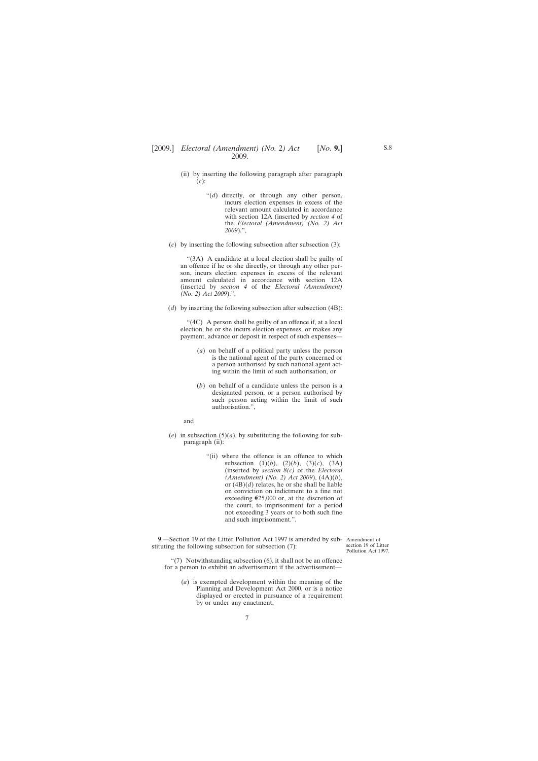(ii) by inserting the following paragraph after paragraph (*c*):

> "(*d*) directly, or through any other person, incurs election expenses in excess of the relevant amount calculated in accordance with section 12A (inserted by *section 4* of the *Electoral (Amendment) (No. 2) Act 2009*).",

(*c*) by inserting the following subsection after subsection (3):

> "(3A) A candidate at a local election shall be guilty of an offence if he or she directly, or through any other person, incurs election expenses in excess of the relevant amount calculated in accordance with section 12A (inserted by *section 4* of the *Electoral (Amendment) (No. 2) Act 2009*).",

(*d*) by inserting the following subsection after subsection (4B):

> "(4C) A person shall be guilty of an offence if, at a local election, he or she incurs election expenses, or makes any payment, advance or deposit in respect of such expenses—
>
> (*a*) on behalf of a political party unless the person is the national agent of the party concerned or a person authorised by such national agent acting within the limit of such authorisation, or
>
> (*b*) on behalf of a candidate unless the person is a designated person, or a person authorised by such person acting within the limit of such authorisation.",

and

(*e*) in subsection (5)(*a*), by substituting the following for subparagraph (ii):

> "(ii) where the offence is an offence to which subsection (1)(*b*), (2)(*b*), (3)(*c*), (3A) (inserted by *section 8(c)* of the *Electoral (Amendment) (No. 2) Act 2009*), (4A)(*b*), or (4B)(*d*) relates, he or she shall be liable on conviction on indictment to a fine not exceeding €25,000 or, at the discretion of the court, to imprisonment for a period not exceeding 3 years or to both such fine and such imprisonment.".

Amendment of section 19 of Litter Pollution Act 1997.

**9**.—Section 19 of the Litter Pollution Act 1997 is amended by substituting the following subsection for subsection (7):

> "(7) Notwithstanding subsection (6), it shall not be an offence for a person to exhibit an advertisement if the advertisement—
>
> (*a*) is exempted development within the meaning of the Planning and Development Act 2000, or is a notice displayed or erected in pursuance of a requirement by or under any enactment,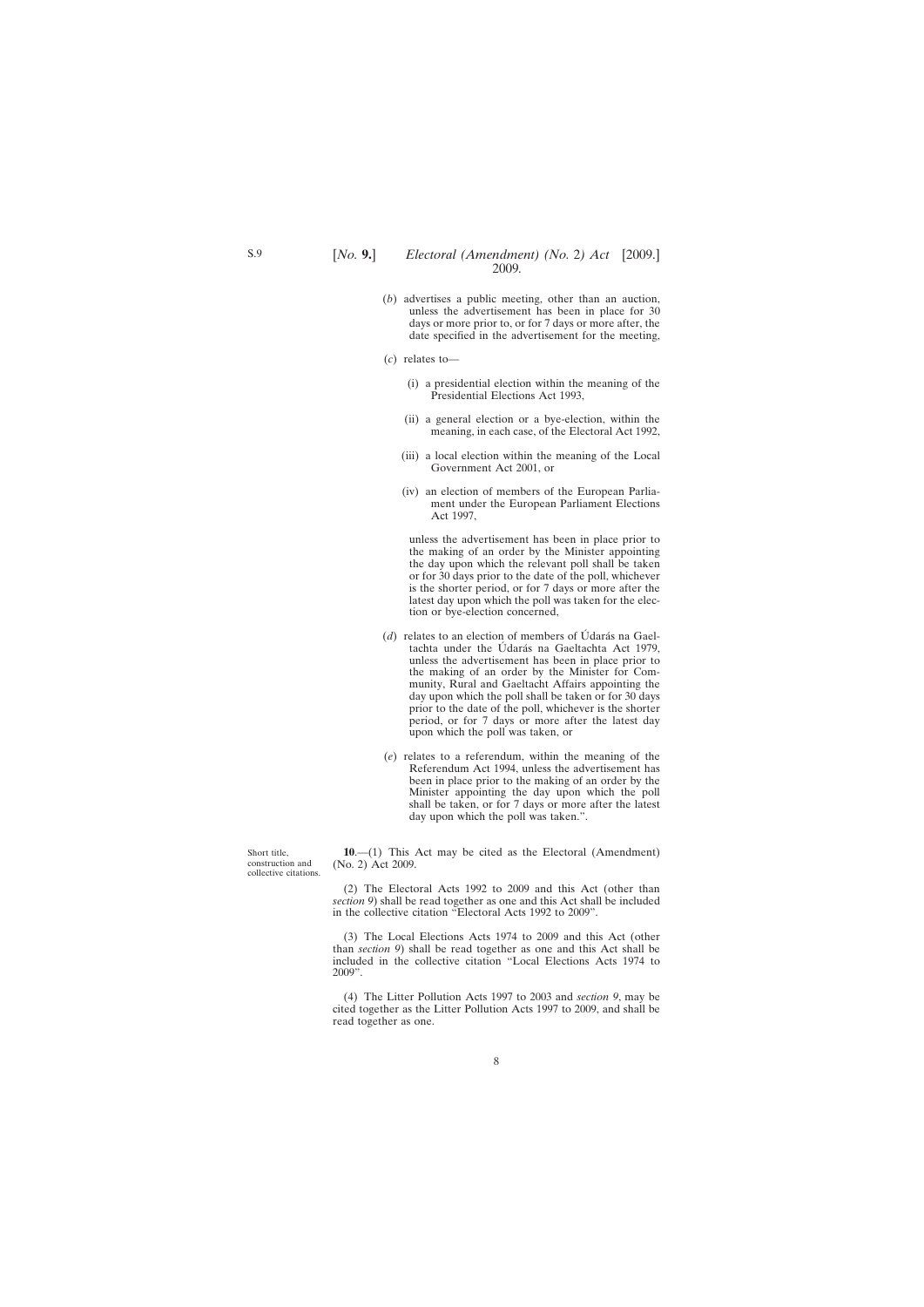(*b*) advertises a public meeting, other than an auction, unless the advertisement has been in place for 30 days or more prior to, or for 7 days or more after, the date specified in the advertisement for the meeting,

(*c*) relates to—

(i) a presidential election within the meaning of the Presidential Elections Act 1993,

(ii) a general election or a bye-election, within the meaning, in each case, of the Electoral Act 1992,

(iii) a local election within the meaning of the Local Government Act 2001, or

(iv) an election of members of the European Parliament under the European Parliament Elections Act 1997,

unless the advertisement has been in place prior to the making of an order by the Minister appointing the day upon which the relevant poll shall be taken or for 30 days prior to the date of the poll, whichever is the shorter period, or for 7 days or more after the latest day upon which the poll was taken for the election or bye-election concerned,

(*d*) relates to an election of members of Údarás na Gaeltachta under the Údarás na Gaeltachta Act 1979, unless the advertisement has been in place prior to the making of an order by the Minister for Community, Rural and Gaeltacht Affairs appointing the day upon which the poll shall be taken or for 30 days prior to the date of the poll, whichever is the shorter period, or for 7 days or more after the latest day upon which the poll was taken, or

(*e*) relates to a referendum, within the meaning of the Referendum Act 1994, unless the advertisement has been in place prior to the making of an order by the Minister appointing the day upon which the poll shall be taken, or for 7 days or more after the latest day upon which the poll was taken.".

Short title, construction and collective citations.

**10**.—(1) This Act may be cited as the Electoral (Amendment) (No. 2) Act 2009.

(2) The Electoral Acts 1992 to 2009 and this Act (other than *section 9*) shall be read together as one and this Act shall be included in the collective citation "Electoral Acts 1992 to 2009".

(3) The Local Elections Acts 1974 to 2009 and this Act (other than *section 9*) shall be read together as one and this Act shall be included in the collective citation "Local Elections Acts 1974 to 2009".

(4) The Litter Pollution Acts 1997 to 2003 and *section 9*, may be cited together as the Litter Pollution Acts 1997 to 2009, and shall be read together as one.